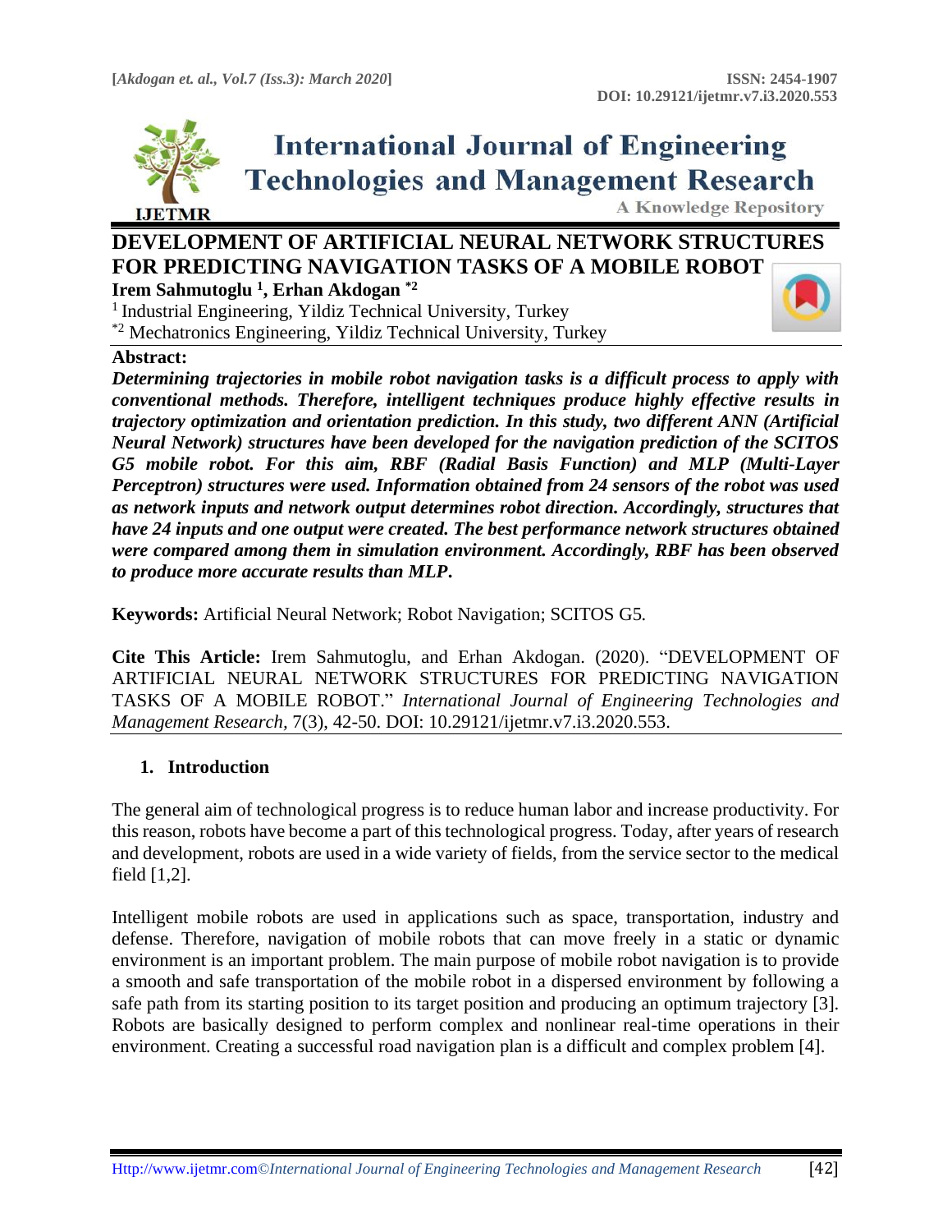# DEVELOPMENT OF ARTIFICIAL NEURAL NETWORK STRUCTURES FOR PREDICTING NAVIGATION TASKS OF A MOBILE ROBOT

**Irem Sahmutoglu [1], Erhan Akdogan [*2]**

[1] Industrial Engineering, Yildiz Technical University, Turkey

[*2] Mechatronics Engineering, Yildiz Technical University, Turkey

**Abstract:**

***Determining trajectories in mobile robot navigation tasks is a difficult process to apply with conventional methods. Therefore, intelligent techniques produce highly effective results in trajectory optimization and orientation prediction. In this study, two different ANN (Artificial Neural Network) structures have been developed for the navigation prediction of the SCITOS G5 mobile robot. For this aim, RBF (Radial Basis Function) and MLP (Multi-Layer Perceptron) structures were used. Information obtained from 24 sensors of the robot was used as network inputs and network output determines robot direction. Accordingly, structures that have 24 inputs and one output were created. The best performance network structures obtained were compared among them in simulation environment. Accordingly, RBF has been observed to produce more accurate results than MLP.***

**Keywords:** Artificial Neural Network; Robot Navigation; SCITOS G5.

**Cite This Article:** Irem Sahmutoglu, and Erhan Akdogan. (2020). "DEVELOPMENT OF ARTIFICIAL NEURAL NETWORK STRUCTURES FOR PREDICTING NAVIGATION TASKS OF A MOBILE ROBOT." *International Journal of Engineering Technologies and Management Research,* 7(3), 42-50. DOI: 10.29121/ijetmr.v7.i3.2020.553.

## 1. Introduction

The general aim of technological progress is to reduce human labor and increase productivity. For this reason, robots have become a part of this technological progress. Today, after years of research and development, robots are used in a wide variety of fields, from the service sector to the medical field [1,2].

Intelligent mobile robots are used in applications such as space, transportation, industry and defense. Therefore, navigation of mobile robots that can move freely in a static or dynamic environment is an important problem. The main purpose of mobile robot navigation is to provide a smooth and safe transportation of the mobile robot in a dispersed environment by following a safe path from its starting position to its target position and producing an optimum trajectory [3]. Robots are basically designed to perform complex and nonlinear real-time operations in their environment. Creating a successful road navigation plan is a difficult and complex problem [4].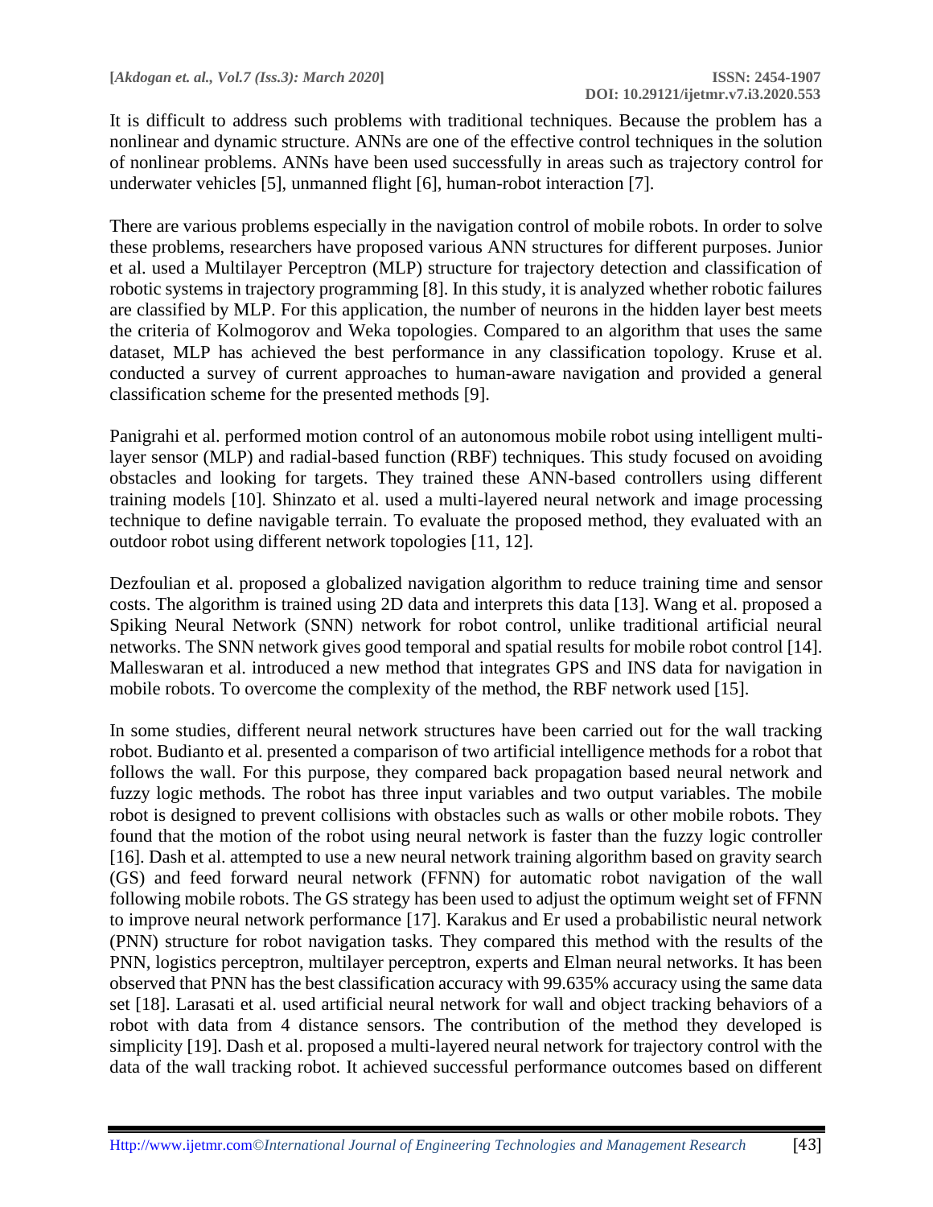It is difficult to address such problems with traditional techniques. Because the problem has a nonlinear and dynamic structure. ANNs are one of the effective control techniques in the solution of nonlinear problems. ANNs have been used successfully in areas such as trajectory control for underwater vehicles [5], unmanned flight [6], human-robot interaction [7].

There are various problems especially in the navigation control of mobile robots. In order to solve these problems, researchers have proposed various ANN structures for different purposes. Junior et al. used a Multilayer Perceptron (MLP) structure for trajectory detection and classification of robotic systems in trajectory programming [8]. In this study, it is analyzed whether robotic failures are classified by MLP. For this application, the number of neurons in the hidden layer best meets the criteria of Kolmogorov and Weka topologies. Compared to an algorithm that uses the same dataset, MLP has achieved the best performance in any classification topology. Kruse et al. conducted a survey of current approaches to human-aware navigation and provided a general classification scheme for the presented methods [9].

Panigrahi et al. performed motion control of an autonomous mobile robot using intelligent multi-layer sensor (MLP) and radial-based function (RBF) techniques. This study focused on avoiding obstacles and looking for targets. They trained these ANN-based controllers using different training models [10]. Shinzato et al. used a multi-layered neural network and image processing technique to define navigable terrain. To evaluate the proposed method, they evaluated with an outdoor robot using different network topologies [11, 12].

Dezfoulian et al. proposed a globalized navigation algorithm to reduce training time and sensor costs. The algorithm is trained using 2D data and interprets this data [13]. Wang et al. proposed a Spiking Neural Network (SNN) network for robot control, unlike traditional artificial neural networks. The SNN network gives good temporal and spatial results for mobile robot control [14]. Malleswaran et al. introduced a new method that integrates GPS and INS data for navigation in mobile robots. To overcome the complexity of the method, the RBF network used [15].

In some studies, different neural network structures have been carried out for the wall tracking robot. Budianto et al. presented a comparison of two artificial intelligence methods for a robot that follows the wall. For this purpose, they compared back propagation based neural network and fuzzy logic methods. The robot has three input variables and two output variables. The mobile robot is designed to prevent collisions with obstacles such as walls or other mobile robots. They found that the motion of the robot using neural network is faster than the fuzzy logic controller [16]. Dash et al. attempted to use a new neural network training algorithm based on gravity search (GS) and feed forward neural network (FFNN) for automatic robot navigation of the wall following mobile robots. The GS strategy has been used to adjust the optimum weight set of FFNN to improve neural network performance [17]. Karakus and Er used a probabilistic neural network (PNN) structure for robot navigation tasks. They compared this method with the results of the PNN, logistics perceptron, multilayer perceptron, experts and Elman neural networks. It has been observed that PNN has the best classification accuracy with 99.635% accuracy using the same data set [18]. Larasati et al. used artificial neural network for wall and object tracking behaviors of a robot with data from 4 distance sensors. The contribution of the method they developed is simplicity [19]. Dash et al. proposed a multi-layered neural network for trajectory control with the data of the wall tracking robot. It achieved successful performance outcomes based on different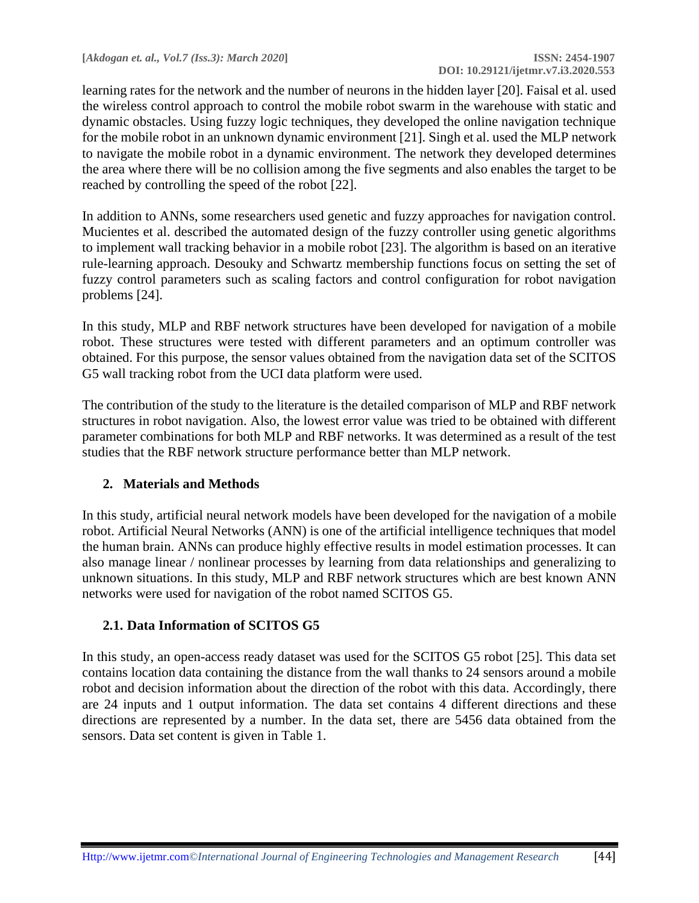learning rates for the network and the number of neurons in the hidden layer [20]. Faisal et al. used the wireless control approach to control the mobile robot swarm in the warehouse with static and dynamic obstacles. Using fuzzy logic techniques, they developed the online navigation technique for the mobile robot in an unknown dynamic environment [21]. Singh et al. used the MLP network to navigate the mobile robot in a dynamic environment. The network they developed determines the area where there will be no collision among the five segments and also enables the target to be reached by controlling the speed of the robot [22].

In addition to ANNs, some researchers used genetic and fuzzy approaches for navigation control. Mucientes et al. described the automated design of the fuzzy controller using genetic algorithms to implement wall tracking behavior in a mobile robot [23]. The algorithm is based on an iterative rule-learning approach. Desouky and Schwartz membership functions focus on setting the set of fuzzy control parameters such as scaling factors and control configuration for robot navigation problems [24].

In this study, MLP and RBF network structures have been developed for navigation of a mobile robot. These structures were tested with different parameters and an optimum controller was obtained. For this purpose, the sensor values obtained from the navigation data set of the SCITOS G5 wall tracking robot from the UCI data platform were used.

The contribution of the study to the literature is the detailed comparison of MLP and RBF network structures in robot navigation. Also, the lowest error value was tried to be obtained with different parameter combinations for both MLP and RBF networks. It was determined as a result of the test studies that the RBF network structure performance better than MLP network.

## 2. Materials and Methods

In this study, artificial neural network models have been developed for the navigation of a mobile robot. Artificial Neural Networks (ANN) is one of the artificial intelligence techniques that model the human brain. ANNs can produce highly effective results in model estimation processes. It can also manage linear / nonlinear processes by learning from data relationships and generalizing to unknown situations. In this study, MLP and RBF network structures which are best known ANN networks were used for navigation of the robot named SCITOS G5.

### 2.1. Data Information of SCITOS G5

In this study, an open-access ready dataset was used for the SCITOS G5 robot [25]. This data set contains location data containing the distance from the wall thanks to 24 sensors around a mobile robot and decision information about the direction of the robot with this data. Accordingly, there are 24 inputs and 1 output information. The data set contains 4 different directions and these directions are represented by a number. In the data set, there are 5456 data obtained from the sensors. Data set content is given in Table 1.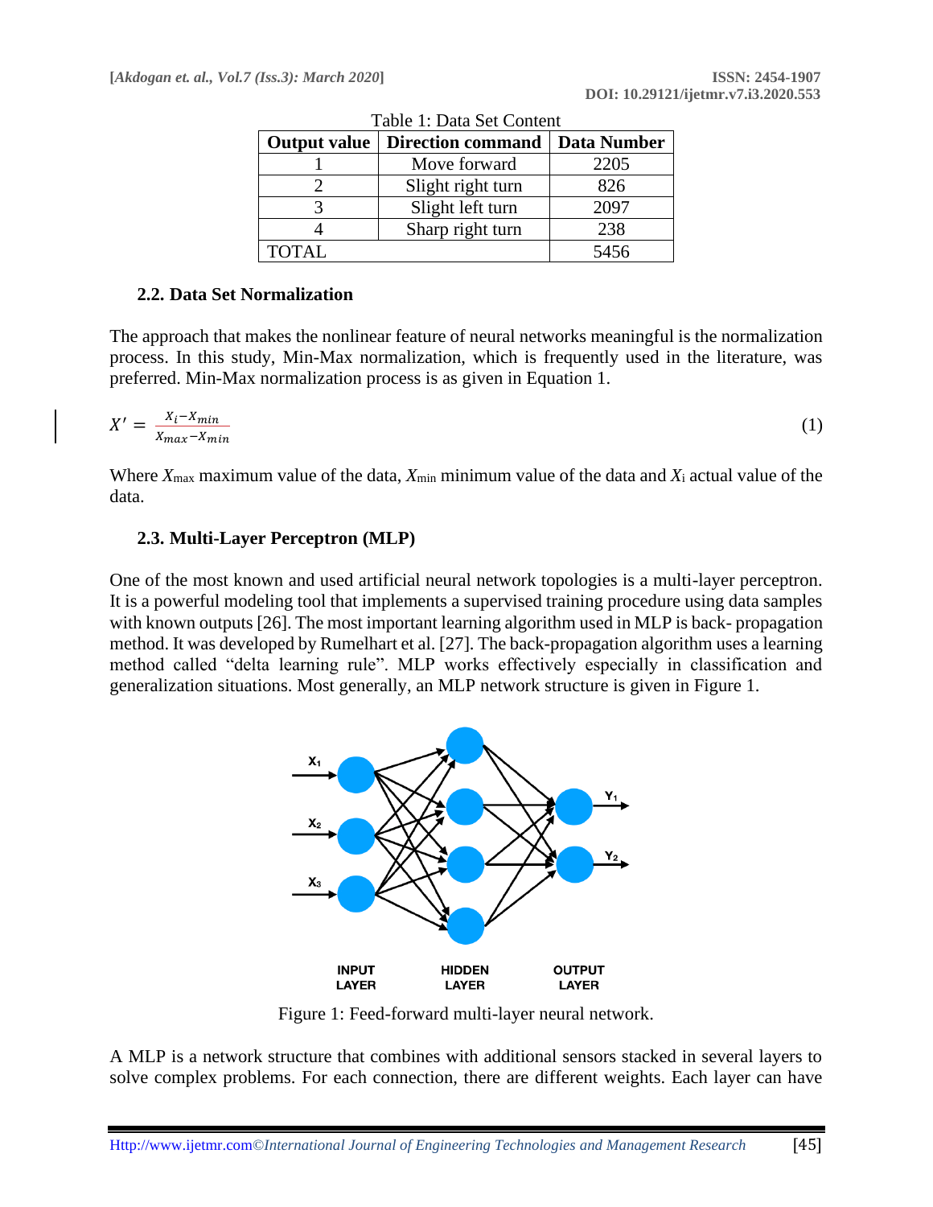Table 1: Data Set Content

| Output value | Direction command | Data Number |
|---|---|---|
| 1 | Move forward | 2205 |
| 2 | Slight right turn | 826 |
| 3 | Slight left turn | 2097 |
| 4 | Sharp right turn | 238 |
| TOTAL | | 5456 |

### 2.2. Data Set Normalization

The approach that makes the nonlinear feature of neural networks meaningful is the normalization process. In this study, Min-Max normalization, which is frequently used in the literature, was preferred. Min-Max normalization process is as given in Equation 1.

$$X' = \frac{X_i - X_{min}}{X_{max} - X_{min}} \tag{1}$$

Where $X_{max}$ maximum value of the data, $X_{min}$ minimum value of the data and $X_i$ actual value of the data.

### 2.3. Multi-Layer Perceptron (MLP)

One of the most known and used artificial neural network topologies is a multi-layer perceptron. It is a powerful modeling tool that implements a supervised training procedure using data samples with known outputs [26]. The most important learning algorithm used in MLP is back- propagation method. It was developed by Rumelhart et al. [27]. The back-propagation algorithm uses a learning method called "delta learning rule". MLP works effectively especially in classification and generalization situations. Most generally, an MLP network structure is given in Figure 1.

Figure 1: Feed-forward multi-layer neural network.

A MLP is a network structure that combines with additional sensors stacked in several layers to solve complex problems. For each connection, there are different weights. Each layer can have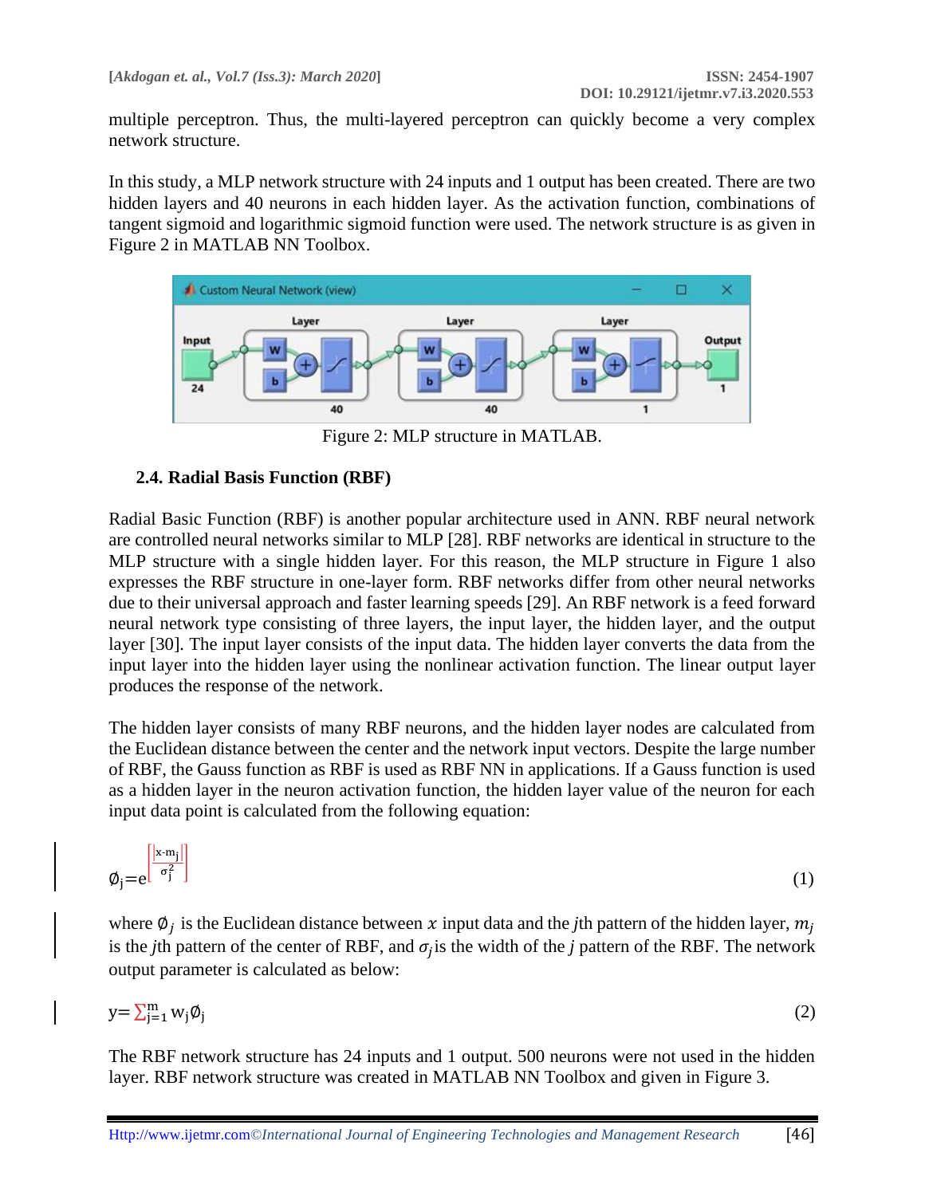multiple perceptron. Thus, the multi-layered perceptron can quickly become a very complex network structure.

In this study, a MLP network structure with 24 inputs and 1 output has been created. There are two hidden layers and 40 neurons in each hidden layer. As the activation function, combinations of tangent sigmoid and logarithmic sigmoid function were used. The network structure is as given in Figure 2 in MATLAB NN Toolbox.

Figure 2: MLP structure in MATLAB.

### 2.4. Radial Basis Function (RBF)

Radial Basic Function (RBF) is another popular architecture used in ANN. RBF neural network are controlled neural networks similar to MLP [28]. RBF networks are identical in structure to the MLP structure with a single hidden layer. For this reason, the MLP structure in Figure 1 also expresses the RBF structure in one-layer form. RBF networks differ from other neural networks due to their universal approach and faster learning speeds [29]. An RBF network is a feed forward neural network type consisting of three layers, the input layer, the hidden layer, and the output layer [30]. The input layer consists of the input data. The hidden layer converts the data from the input layer into the hidden layer using the nonlinear activation function. The linear output layer produces the response of the network.

The hidden layer consists of many RBF neurons, and the hidden layer nodes are calculated from the Euclidean distance between the center and the network input vectors. Despite the large number of RBF, the Gauss function as RBF is used as RBF NN in applications. If a Gauss function is used as a hidden layer in the neuron activation function, the hidden layer value of the neuron for each input data point is calculated from the following equation:

$$\emptyset_j = e^{\left[\frac{\left|x-m_j\right|}{\sigma_j^2}\right]} \tag{1}$$

where $\emptyset_j$ is the Euclidean distance between $x$ input data and the $j$th pattern of the hidden layer, $m_j$ is the $j$th pattern of the center of RBF, and $\sigma_j$ is the width of the $j$ pattern of the RBF. The network output parameter is calculated as below:

$$y = \sum_{j=1}^{m} w_j \emptyset_j \tag{2}$$

The RBF network structure has 24 inputs and 1 output. 500 neurons were not used in the hidden layer. RBF network structure was created in MATLAB NN Toolbox and given in Figure 3.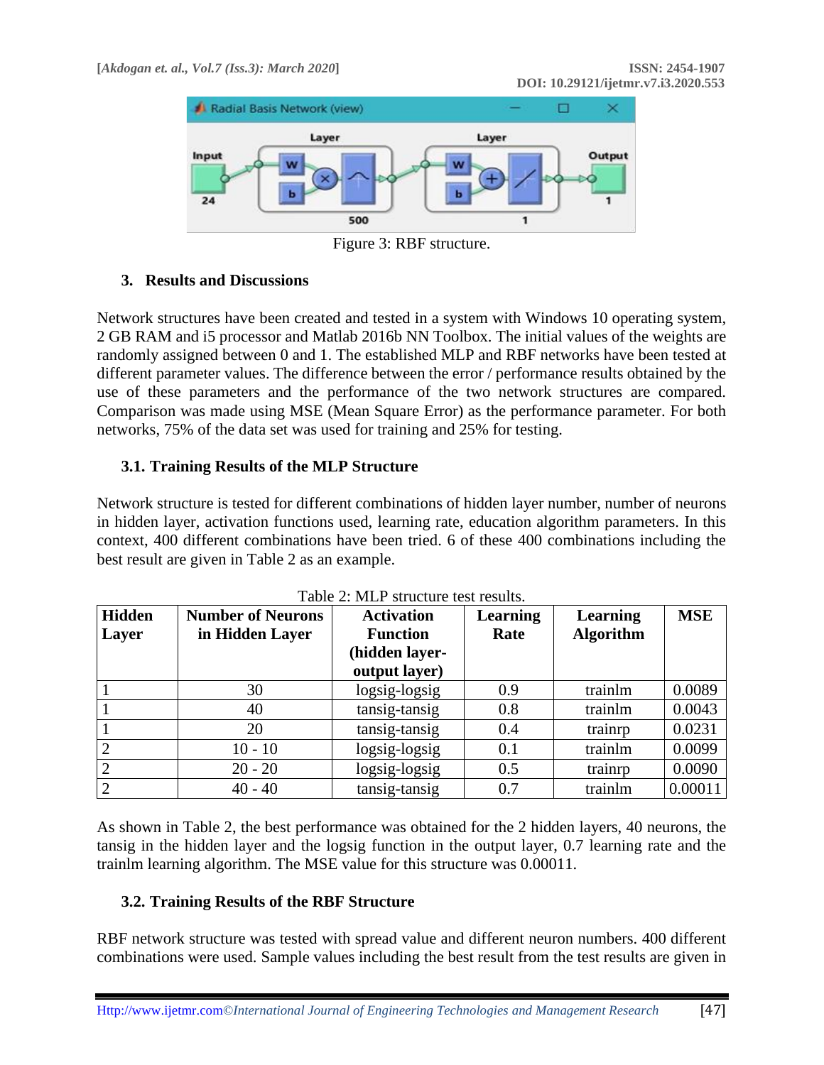Figure 3: RBF structure.

## 3. Results and Discussions

Network structures have been created and tested in a system with Windows 10 operating system, 2 GB RAM and i5 processor and Matlab 2016b NN Toolbox. The initial values of the weights are randomly assigned between 0 and 1. The established MLP and RBF networks have been tested at different parameter values. The difference between the error / performance results obtained by the use of these parameters and the performance of the two network structures are compared. Comparison was made using MSE (Mean Square Error) as the performance parameter. For both networks, 75% of the data set was used for training and 25% for testing.

### 3.1. Training Results of the MLP Structure

Network structure is tested for different combinations of hidden layer number, number of neurons in hidden layer, activation functions used, learning rate, education algorithm parameters. In this context, 400 different combinations have been tried. 6 of these 400 combinations including the best result are given in Table 2 as an example.

Table 2: MLP structure test results.

| Hidden Layer | Number of Neurons in Hidden Layer | Activation Function (hidden layer-output layer) | Learning Rate | Learning Algorithm | MSE |
|---|---|---|---|---|---|
| 1 | 30 | logsig-logsig | 0.9 | trainlm | 0.0089 |
| 1 | 40 | tansig-tansig | 0.8 | trainlm | 0.0043 |
| 1 | 20 | tansig-tansig | 0.4 | trainrp | 0.0231 |
| 2 | 10 - 10 | logsig-logsig | 0.1 | trainlm | 0.0099 |
| 2 | 20 - 20 | logsig-logsig | 0.5 | trainrp | 0.0090 |
| 2 | 40 - 40 | tansig-tansig | 0.7 | trainlm | 0.00011 |

As shown in Table 2, the best performance was obtained for the 2 hidden layers, 40 neurons, the tansig in the hidden layer and the logsig function in the output layer, 0.7 learning rate and the trainlm learning algorithm. The MSE value for this structure was 0.00011.

### 3.2. Training Results of the RBF Structure

RBF network structure was tested with spread value and different neuron numbers. 400 different combinations were used. Sample values including the best result from the test results are given in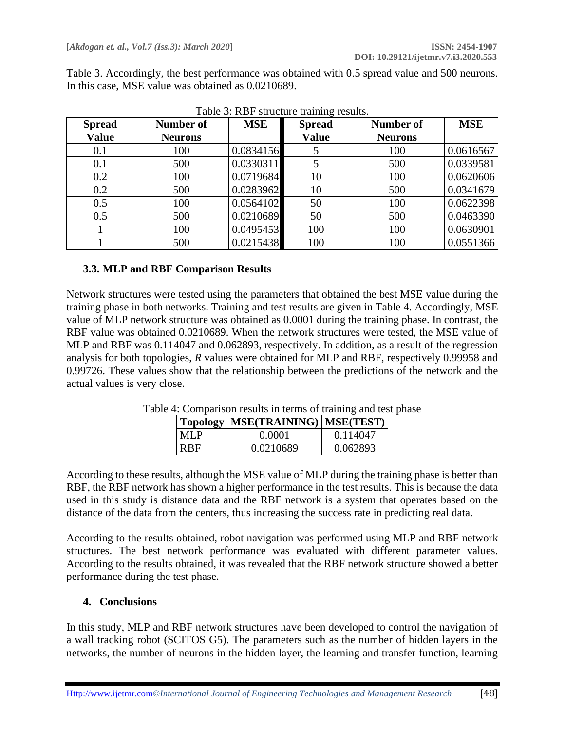Table 3. Accordingly, the best performance was obtained with 0.5 spread value and 500 neurons. In this case, MSE value was obtained as 0.0210689.

Table 3: RBF structure training results.

| Spread Value | Number of Neurons | MSE | Spread Value | Number of Neurons | MSE |
|---|---|---|---|---|---|
| 0.1 | 100 | 0.0834156 | 5 | 100 | 0.0616567 |
| 0.1 | 500 | 0.0330311 | 5 | 500 | 0.0339581 |
| 0.2 | 100 | 0.0719684 | 10 | 100 | 0.0620606 |
| 0.2 | 500 | 0.0283962 | 10 | 500 | 0.0341679 |
| 0.5 | 100 | 0.0564102 | 50 | 100 | 0.0622398 |
| 0.5 | 500 | 0.0210689 | 50 | 500 | 0.0463390 |
| 1 | 100 | 0.0495453 | 100 | 100 | 0.0630901 |
| 1 | 500 | 0.0215438 | 100 | 100 | 0.0551366 |

### 3.3. MLP and RBF Comparison Results

Network structures were tested using the parameters that obtained the best MSE value during the training phase in both networks. Training and test results are given in Table 4. Accordingly, MSE value of MLP network structure was obtained as 0.0001 during the training phase. In contrast, the RBF value was obtained 0.0210689. When the network structures were tested, the MSE value of MLP and RBF was 0.114047 and 0.062893, respectively. In addition, as a result of the regression analysis for both topologies, *R* values were obtained for MLP and RBF, respectively 0.99958 and 0.99726. These values show that the relationship between the predictions of the network and the actual values is very close.

Table 4: Comparison results in terms of training and test phase

| Topology | MSE(TRAINING) | MSE(TEST) |
|---|---|---|
| MLP | 0.0001 | 0.114047 |
| RBF | 0.0210689 | 0.062893 |

According to these results, although the MSE value of MLP during the training phase is better than RBF, the RBF network has shown a higher performance in the test results. This is because the data used in this study is distance data and the RBF network is a system that operates based on the distance of the data from the centers, thus increasing the success rate in predicting real data.

According to the results obtained, robot navigation was performed using MLP and RBF network structures. The best network performance was evaluated with different parameter values. According to the results obtained, it was revealed that the RBF network structure showed a better performance during the test phase.

## 4. Conclusions

In this study, MLP and RBF network structures have been developed to control the navigation of a wall tracking robot (SCITOS G5). The parameters such as the number of hidden layers in the networks, the number of neurons in the hidden layer, the learning and transfer function, learning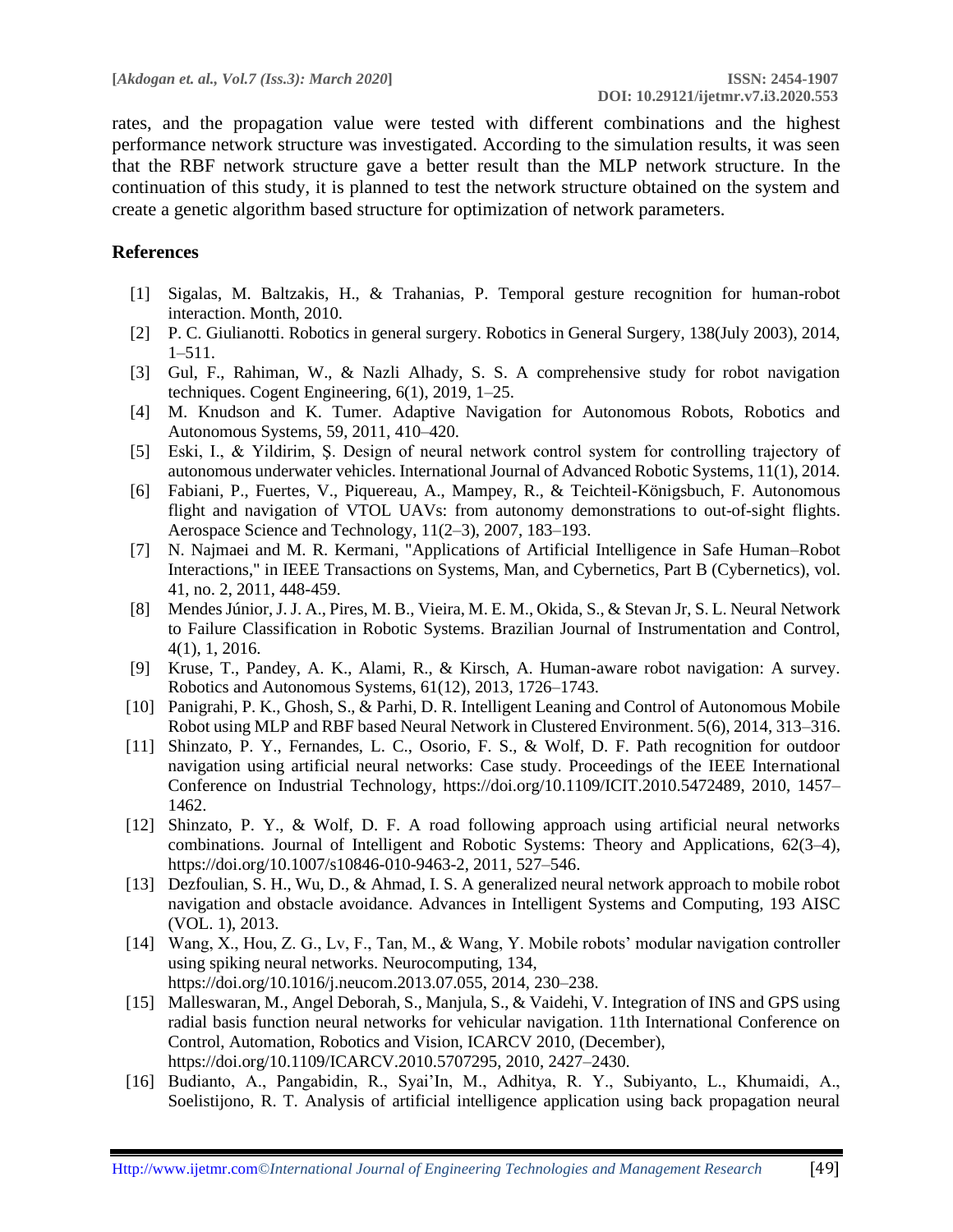rates, and the propagation value were tested with different combinations and the highest performance network structure was investigated. According to the simulation results, it was seen that the RBF network structure gave a better result than the MLP network structure. In the continuation of this study, it is planned to test the network structure obtained on the system and create a genetic algorithm based structure for optimization of network parameters.

## References

[1] Sigalas, M. Baltzakis, H., & Trahanias, P. Temporal gesture recognition for human-robot interaction. Month, 2010.

[2] P. C. Giulianotti. Robotics in general surgery. Robotics in General Surgery, 138(July 2003), 2014, 1–511.

[3] Gul, F., Rahiman, W., & Nazli Alhady, S. S. A comprehensive study for robot navigation techniques. Cogent Engineering, 6(1), 2019, 1–25.

[4] M. Knudson and K. Tumer. Adaptive Navigation for Autonomous Robots, Robotics and Autonomous Systems, 59, 2011, 410–420.

[5] Eski, I., & Yildirim, Ş. Design of neural network control system for controlling trajectory of autonomous underwater vehicles. International Journal of Advanced Robotic Systems, 11(1), 2014.

[6] Fabiani, P., Fuertes, V., Piquereau, A., Mampey, R., & Teichteil-Königsbuch, F. Autonomous flight and navigation of VTOL UAVs: from autonomy demonstrations to out-of-sight flights. Aerospace Science and Technology, 11(2–3), 2007, 183–193.

[7] N. Najmaei and M. R. Kermani, "Applications of Artificial Intelligence in Safe Human–Robot Interactions," in IEEE Transactions on Systems, Man, and Cybernetics, Part B (Cybernetics), vol. 41, no. 2, 2011, 448-459.

[8] Mendes Júnior, J. J. A., Pires, M. B., Vieira, M. E. M., Okida, S., & Stevan Jr, S. L. Neural Network to Failure Classification in Robotic Systems. Brazilian Journal of Instrumentation and Control, 4(1), 1, 2016.

[9] Kruse, T., Pandey, A. K., Alami, R., & Kirsch, A. Human-aware robot navigation: A survey. Robotics and Autonomous Systems, 61(12), 2013, 1726–1743.

[10] Panigrahi, P. K., Ghosh, S., & Parhi, D. R. Intelligent Leaning and Control of Autonomous Mobile Robot using MLP and RBF based Neural Network in Clustered Environment. 5(6), 2014, 313–316.

[11] Shinzato, P. Y., Fernandes, L. C., Osorio, F. S., & Wolf, D. F. Path recognition for outdoor navigation using artificial neural networks: Case study. Proceedings of the IEEE International Conference on Industrial Technology, https://doi.org/10.1109/ICIT.2010.5472489, 2010, 1457–1462.

[12] Shinzato, P. Y., & Wolf, D. F. A road following approach using artificial neural networks combinations. Journal of Intelligent and Robotic Systems: Theory and Applications, 62(3–4), https://doi.org/10.1007/s10846-010-9463-2, 2011, 527–546.

[13] Dezfoulian, S. H., Wu, D., & Ahmad, I. S. A generalized neural network approach to mobile robot navigation and obstacle avoidance. Advances in Intelligent Systems and Computing, 193 AISC (VOL. 1), 2013.

[14] Wang, X., Hou, Z. G., Lv, F., Tan, M., & Wang, Y. Mobile robots' modular navigation controller using spiking neural networks. Neurocomputing, 134, https://doi.org/10.1016/j.neucom.2013.07.055, 2014, 230–238.

[15] Malleswaran, M., Angel Deborah, S., Manjula, S., & Vaidehi, V. Integration of INS and GPS using radial basis function neural networks for vehicular navigation. 11th International Conference on Control, Automation, Robotics and Vision, ICARCV 2010, (December), https://doi.org/10.1109/ICARCV.2010.5707295, 2010, 2427–2430.

[16] Budianto, A., Pangabidin, R., Syai'In, M., Adhitya, R. Y., Subiyanto, L., Khumaidi, A., Soelistijono, R. T. Analysis of artificial intelligence application using back propagation neural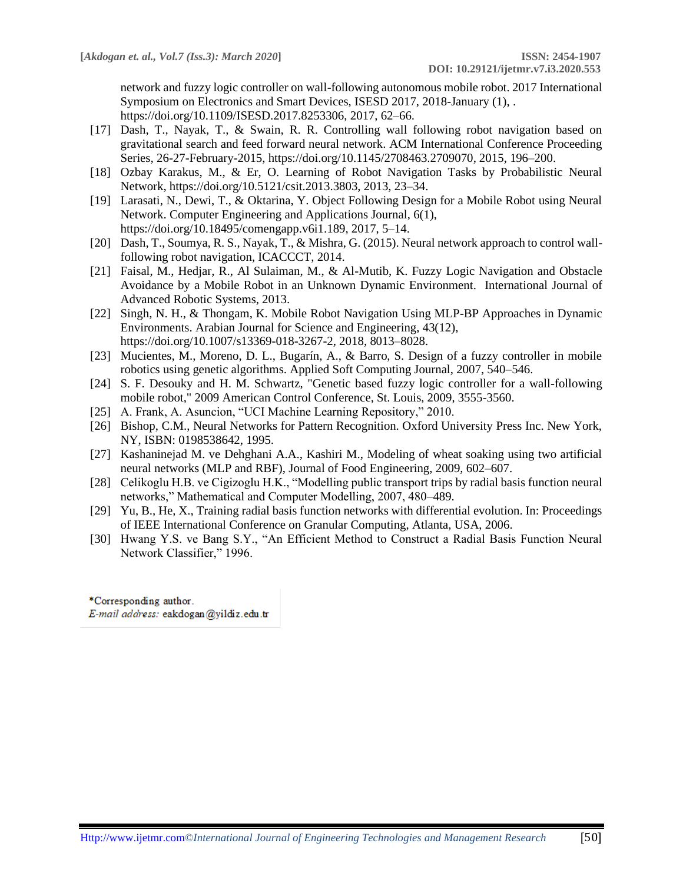network and fuzzy logic controller on wall-following autonomous mobile robot. 2017 International Symposium on Electronics and Smart Devices, ISESD 2017, 2018-January (1), . https://doi.org/10.1109/ISESD.2017.8253306, 2017, 62–66.

[17] Dash, T., Nayak, T., & Swain, R. R. Controlling wall following robot navigation based on gravitational search and feed forward neural network. ACM International Conference Proceeding Series, 26-27-February-2015, https://doi.org/10.1145/2708463.2709070, 2015, 196–200.

[18] Ozbay Karakus, M., & Er, O. Learning of Robot Navigation Tasks by Probabilistic Neural Network, https://doi.org/10.5121/csit.2013.3803, 2013, 23–34.

[19] Larasati, N., Dewi, T., & Oktarina, Y. Object Following Design for a Mobile Robot using Neural Network. Computer Engineering and Applications Journal, 6(1), https://doi.org/10.18495/comengapp.v6i1.189, 2017, 5–14.

[20] Dash, T., Soumya, R. S., Nayak, T., & Mishra, G. (2015). Neural network approach to control wall-following robot navigation, ICACCCT, 2014.

[21] Faisal, M., Hedjar, R., Al Sulaiman, M., & Al-Mutib, K. Fuzzy Logic Navigation and Obstacle Avoidance by a Mobile Robot in an Unknown Dynamic Environment. International Journal of Advanced Robotic Systems, 2013.

[22] Singh, N. H., & Thongam, K. Mobile Robot Navigation Using MLP-BP Approaches in Dynamic Environments. Arabian Journal for Science and Engineering, 43(12), https://doi.org/10.1007/s13369-018-3267-2, 2018, 8013–8028.

[23] Mucientes, M., Moreno, D. L., Bugarín, A., & Barro, S. Design of a fuzzy controller in mobile robotics using genetic algorithms. Applied Soft Computing Journal, 2007, 540–546.

[24] S. F. Desouky and H. M. Schwartz, "Genetic based fuzzy logic controller for a wall-following mobile robot," 2009 American Control Conference, St. Louis, 2009, 3555-3560.

[25] A. Frank, A. Asuncion, "UCI Machine Learning Repository," 2010.

[26] Bishop, C.M., Neural Networks for Pattern Recognition. Oxford University Press Inc. New York, NY, ISBN: 0198538642, 1995.

[27] Kashaninejad M. ve Dehghani A.A., Kashiri M., Modeling of wheat soaking using two artificial neural networks (MLP and RBF), Journal of Food Engineering, 2009, 602–607.

[28] Celikoglu H.B. ve Cigizoglu H.K., "Modelling public transport trips by radial basis function neural networks," Mathematical and Computer Modelling, 2007, 480–489.

[29] Yu, B., He, X., Training radial basis function networks with differential evolution. In: Proceedings of IEEE International Conference on Granular Computing, Atlanta, USA, 2006.

[30] Hwang Y.S. ve Bang S.Y., "An Efficient Method to Construct a Radial Basis Function Neural Network Classifier," 1996.

*Corresponding author.
*E-mail address:* eakdogan@yildiz.edu.tr